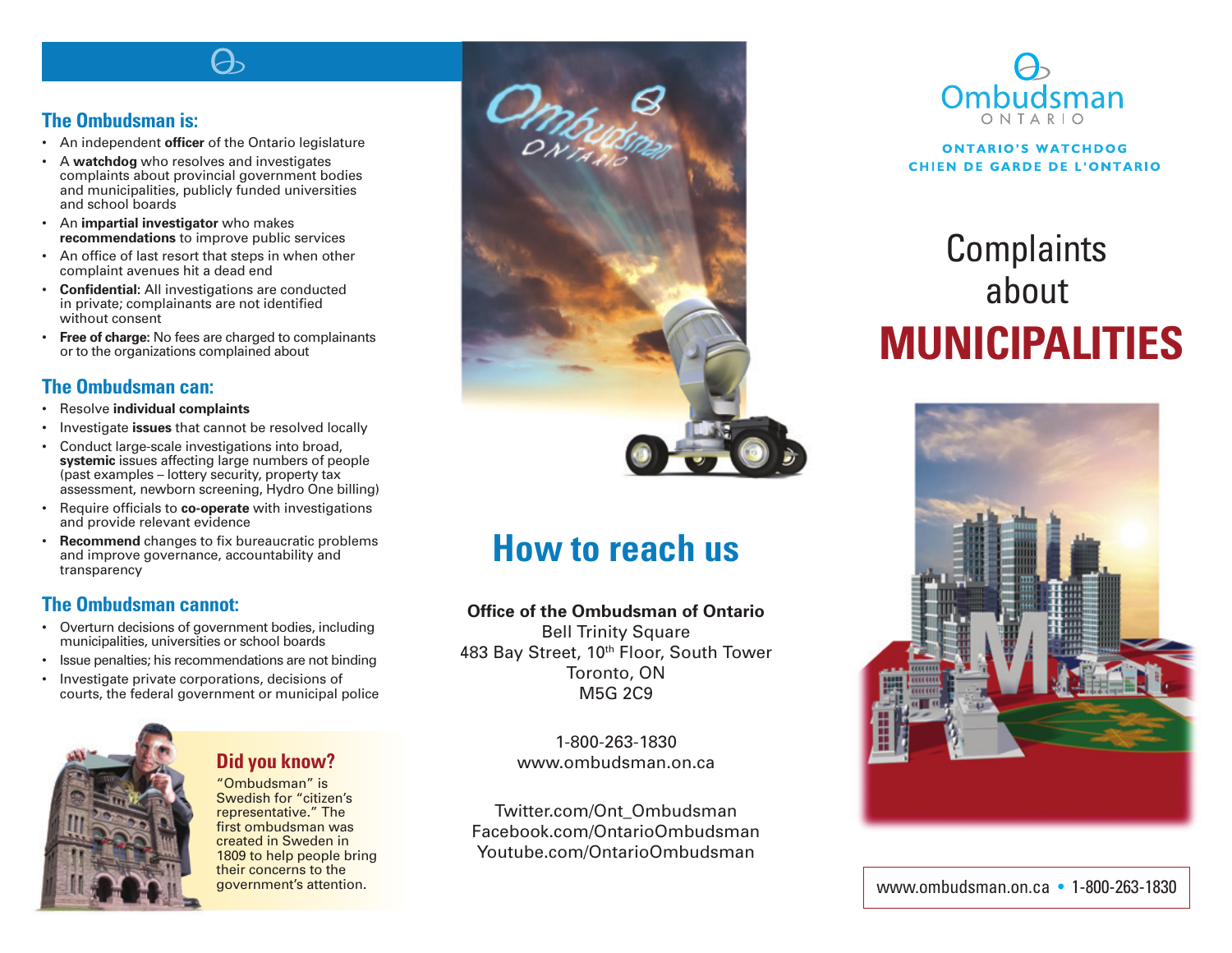## The Ombudsman is:

- An independent **officer** of the Ontario legislature
- A **watchdog** who resolves and investigates complaints about provincial government bodies and municipalities, publicly funded universities and school boards
- An **impartial investigator** who makes **recommendations** to improve public services
- An office of last resort that steps in when other complaint avenues hit a dead end
- **Confidential:** All investigations are conducted in private; complainants are not identified without consent
- **Free of charge:** No fees are charged to complainants or to the organizations complained about

## The Ombudsman can:

- Resolve **individual complaints**
- Investigate **issues** that cannot be resolved locally
- Conduct large-scale investigations into broad, **systemic** issues affecting large numbers of people (past examples – lottery security, property tax assessment, newborn screening, Hydro One billing)
- Require officials to **co-operate** with investigations and provide relevant evidence
- **Recommend** changes to fix bureaucratic problems and improve governance, accountability and transparency

## The Ombudsman cannot:

- Overturn decisions of government bodies, including municipalities, universities or school boards
- Issue penalties; his recommendations are not binding
- Investigate private corporations, decisions of courts, the federal government or municipal police

### Did you know?

"Ombudsman" is Swedish for "citizen's representative." The first ombudsman was created in Sweden in 1809 to help people bring their concerns to the government's attention.

## How to reach us

**Office of the Ombudsman of Ontario**
Bell Trinity Square
483 Bay Street, 10th Floor, South Tower
Toronto, ON
M5G 2C9

1-800-263-1830
www.ombudsman.on.ca

Twitter.com/Ont_Ombudsman
Facebook.com/OntarioOmbudsman
Youtube.com/OntarioOmbudsman

Ombudsman ONTARIO

ONTARIO'S WATCHDOG
CHIEN DE GARDE DE L'ONTARIO

# Complaints about MUNICIPALITIES

www.ombudsman.on.ca • 1-800-263-1830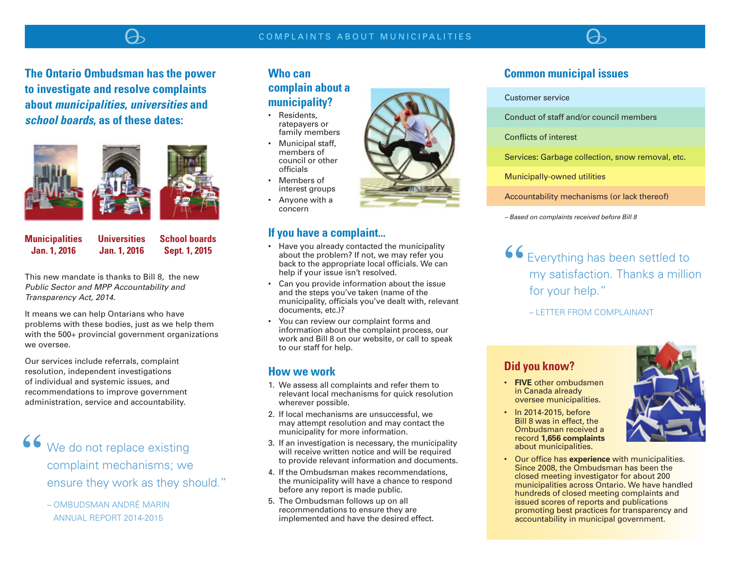## The Ontario Ombudsman has the power to investigate and resolve complaints about *municipalities*, *universities* and *school boards*, as of these dates:

**Municipalities**
**Jan. 1, 2016**

**Universities**
**Jan. 1, 2016**

**School boards**
**Sept. 1, 2015**

This new mandate is thanks to Bill 8, the new *Public Sector and MPP Accountability and Transparency Act, 2014.*

It means we can help Ontarians who have problems with these bodies, just as we help them with the 500+ provincial government organizations we oversee.

Our services include referrals, complaint resolution, independent investigations of individual and systemic issues, and recommendations to improve government administration, service and accountability.

> "We do not replace existing complaint mechanisms; we ensure they work as they should."
>
> – OMBUDSMAN ANDRÉ MARIN
> ANNUAL REPORT 2014-2015

## Who can complain about a municipality?

- Residents, ratepayers or family members
- Municipal staff, members of council or other officials
- Members of interest groups
- Anyone with a concern

## If you have a complaint...

- Have you already contacted the municipality about the problem? If not, we may refer you back to the appropriate local officials. We can help if your issue isn't resolved.
- Can you provide information about the issue and the steps you've taken (name of the municipality, officials you've dealt with, relevant documents, etc.)?
- You can review our complaint forms and information about the complaint process, our work and Bill 8 on our website, or call to speak to our staff for help.

## How we work

1. We assess all complaints and refer them to relevant local mechanisms for quick resolution wherever possible.
2. If local mechanisms are unsuccessful, we may attempt resolution and may contact the municipality for more information.
3. If an investigation is necessary, the municipality will receive written notice and will be required to provide relevant information and documents.
4. If the Ombudsman makes recommendations, the municipality will have a chance to respond before any report is made public.
5. The Ombudsman follows up on all recommendations to ensure they are implemented and have the desired effect.

## Common municipal issues

- Customer service
- Conduct of staff and/or council members
- Conflicts of interest
- Services: Garbage collection, snow removal, etc.
- Municipally-owned utilities
- Accountability mechanisms (or lack thereof)

*– Based on complaints received before Bill 8*

> "Everything has been settled to my satisfaction. Thanks a million for your help."
>
> – LETTER FROM COMPLAINANT

## Did you know?

- **FIVE** other ombudsmen in Canada already oversee municipalities.
- In 2014-2015, before Bill 8 was in effect, the Ombudsman received a record **1,656 complaints** about municipalities.
- Our office has **experience** with municipalities. Since 2008, the Ombudsman has been the closed meeting investigator for about 200 municipalities across Ontario. We have handled hundreds of closed meeting complaints and issued scores of reports and publications promoting best practices for transparency and accountability in municipal government.